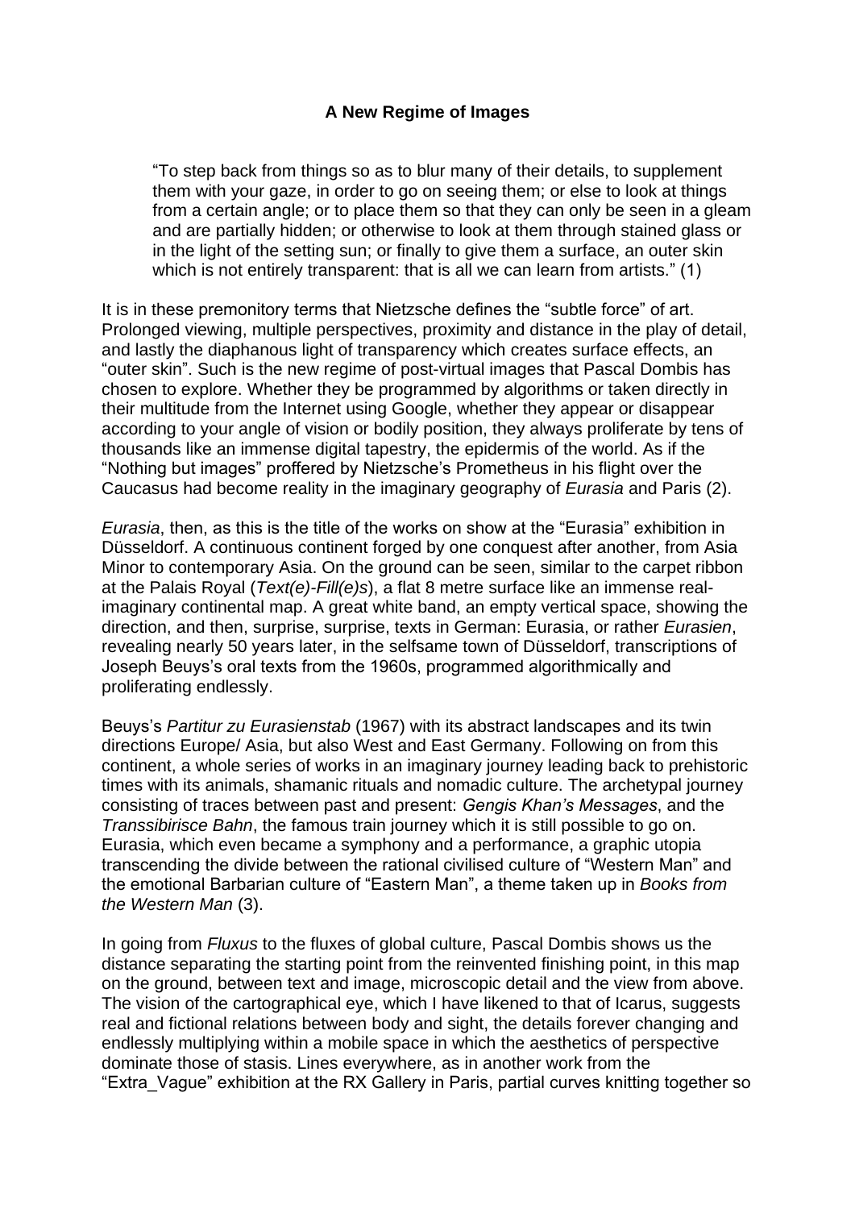**A New Regime of Images**

> "To step back from things so as to blur many of their details, to supplement them with your gaze, in order to go on seeing them; or else to look at things from a certain angle; or to place them so that they can only be seen in a gleam and are partially hidden; or otherwise to look at them through stained glass or in the light of the setting sun; or finally to give them a surface, an outer skin which is not entirely transparent: that is all we can learn from artists." (1)

It is in these premonitory terms that Nietzsche defines the "subtle force" of art. Prolonged viewing, multiple perspectives, proximity and distance in the play of detail, and lastly the diaphanous light of transparency which creates surface effects, an "outer skin". Such is the new regime of post-virtual images that Pascal Dombis has chosen to explore. Whether they be programmed by algorithms or taken directly in their multitude from the Internet using Google, whether they appear or disappear according to your angle of vision or bodily position, they always proliferate by tens of thousands like an immense digital tapestry, the epidermis of the world. As if the "Nothing but images" proffered by Nietzsche's Prometheus in his flight over the Caucasus had become reality in the imaginary geography of *Eurasia* and Paris (2).

*Eurasia*, then, as this is the title of the works on show at the "Eurasia" exhibition in Düsseldorf. A continuous continent forged by one conquest after another, from Asia Minor to contemporary Asia. On the ground can be seen, similar to the carpet ribbon at the Palais Royal (*Text(e)-Fill(e)s*), a flat 8 metre surface like an immense real-imaginary continental map. A great white band, an empty vertical space, showing the direction, and then, surprise, surprise, texts in German: Eurasia, or rather *Eurasien*, revealing nearly 50 years later, in the selfsame town of Düsseldorf, transcriptions of Joseph Beuys's oral texts from the 1960s, programmed algorithmically and proliferating endlessly.

Beuys's *Partitur zu Eurasienstab* (1967) with its abstract landscapes and its twin directions Europe/ Asia, but also West and East Germany. Following on from this continent, a whole series of works in an imaginary journey leading back to prehistoric times with its animals, shamanic rituals and nomadic culture. The archetypal journey consisting of traces between past and present: *Gengis Khan's Messages*, and the *Transsibirisce Bahn*, the famous train journey which it is still possible to go on. Eurasia, which even became a symphony and a performance, a graphic utopia transcending the divide between the rational civilised culture of "Western Man" and the emotional Barbarian culture of "Eastern Man", a theme taken up in *Books from the Western Man* (3).

In going from *Fluxus* to the fluxes of global culture, Pascal Dombis shows us the distance separating the starting point from the reinvented finishing point, in this map on the ground, between text and image, microscopic detail and the view from above. The vision of the cartographical eye, which I have likened to that of Icarus, suggests real and fictional relations between body and sight, the details forever changing and endlessly multiplying within a mobile space in which the aesthetics of perspective dominate those of stasis. Lines everywhere, as in another work from the "Extra_Vague" exhibition at the RX Gallery in Paris, partial curves knitting together so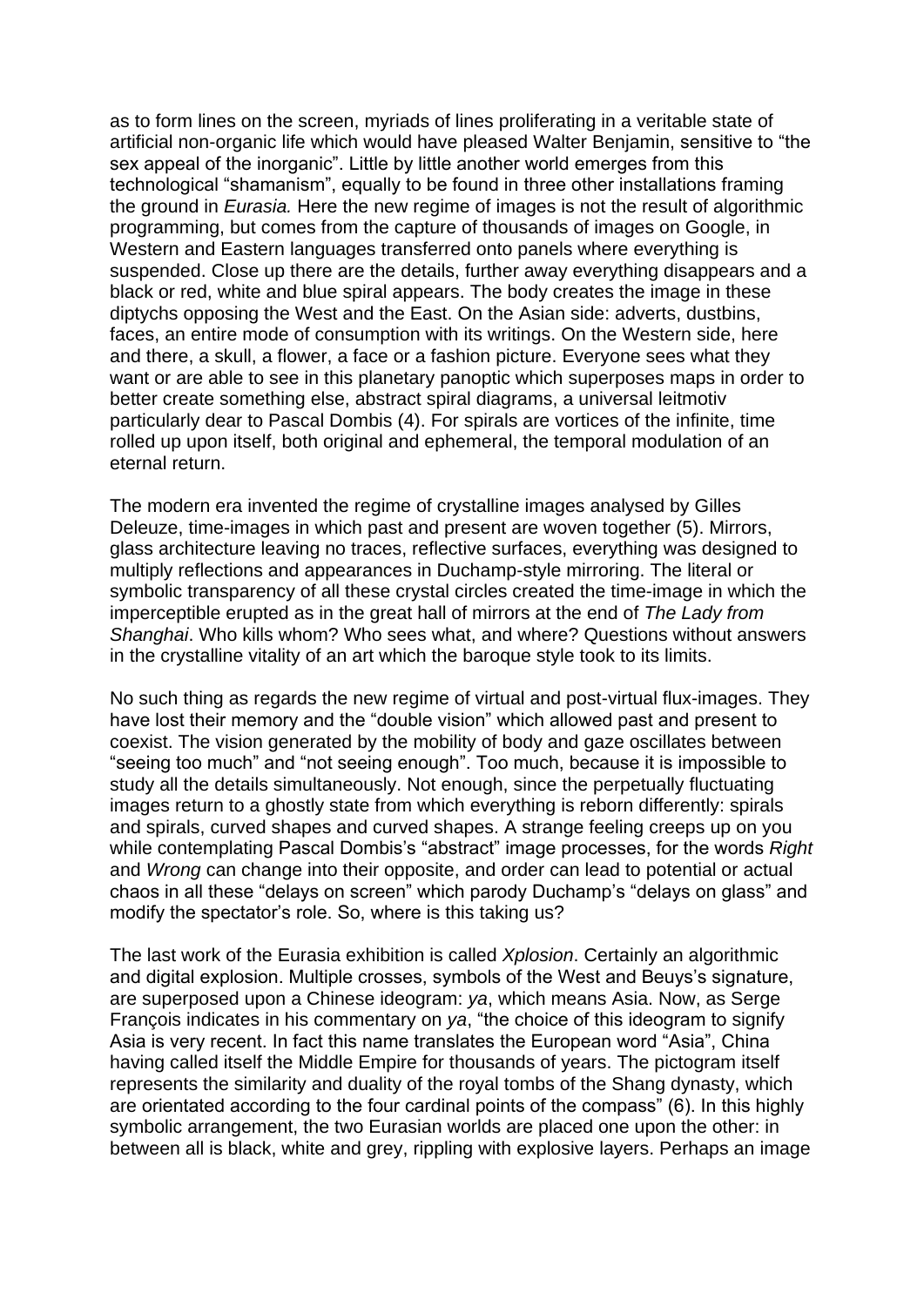as to form lines on the screen, myriads of lines proliferating in a veritable state of artificial non-organic life which would have pleased Walter Benjamin, sensitive to “the sex appeal of the inorganic”. Little by little another world emerges from this technological “shamanism”, equally to be found in three other installations framing the ground in *Eurasia.* Here the new regime of images is not the result of algorithmic programming, but comes from the capture of thousands of images on Google, in Western and Eastern languages transferred onto panels where everything is suspended. Close up there are the details, further away everything disappears and a black or red, white and blue spiral appears. The body creates the image in these diptychs opposing the West and the East. On the Asian side: adverts, dustbins, faces, an entire mode of consumption with its writings. On the Western side, here and there, a skull, a flower, a face or a fashion picture. Everyone sees what they want or are able to see in this planetary panoptic which superposes maps in order to better create something else, abstract spiral diagrams, a universal leitmotiv particularly dear to Pascal Dombis (4). For spirals are vortices of the infinite, time rolled up upon itself, both original and ephemeral, the temporal modulation of an eternal return.

The modern era invented the regime of crystalline images analysed by Gilles Deleuze, time-images in which past and present are woven together (5). Mirrors, glass architecture leaving no traces, reflective surfaces, everything was designed to multiply reflections and appearances in Duchamp-style mirroring. The literal or symbolic transparency of all these crystal circles created the time-image in which the imperceptible erupted as in the great hall of mirrors at the end of *The Lady from Shanghai*. Who kills whom? Who sees what, and where? Questions without answers in the crystalline vitality of an art which the baroque style took to its limits.

No such thing as regards the new regime of virtual and post-virtual flux-images. They have lost their memory and the “double vision” which allowed past and present to coexist. The vision generated by the mobility of body and gaze oscillates between “seeing too much” and “not seeing enough”. Too much, because it is impossible to study all the details simultaneously. Not enough, since the perpetually fluctuating images return to a ghostly state from which everything is reborn differently: spirals and spirals, curved shapes and curved shapes. A strange feeling creeps up on you while contemplating Pascal Dombis’s “abstract” image processes, for the words *Right* and *Wrong* can change into their opposite, and order can lead to potential or actual chaos in all these “delays on screen” which parody Duchamp’s “delays on glass” and modify the spectator’s role. So, where is this taking us?

The last work of the Eurasia exhibition is called *Xplosion*. Certainly an algorithmic and digital explosion. Multiple crosses, symbols of the West and Beuys’s signature, are superposed upon a Chinese ideogram: *ya*, which means Asia. Now, as Serge François indicates in his commentary on *ya*, “the choice of this ideogram to signify Asia is very recent. In fact this name translates the European word “Asia”, China having called itself the Middle Empire for thousands of years. The pictogram itself represents the similarity and duality of the royal tombs of the Shang dynasty, which are orientated according to the four cardinal points of the compass” (6). In this highly symbolic arrangement, the two Eurasian worlds are placed one upon the other: in between all is black, white and grey, rippling with explosive layers. Perhaps an image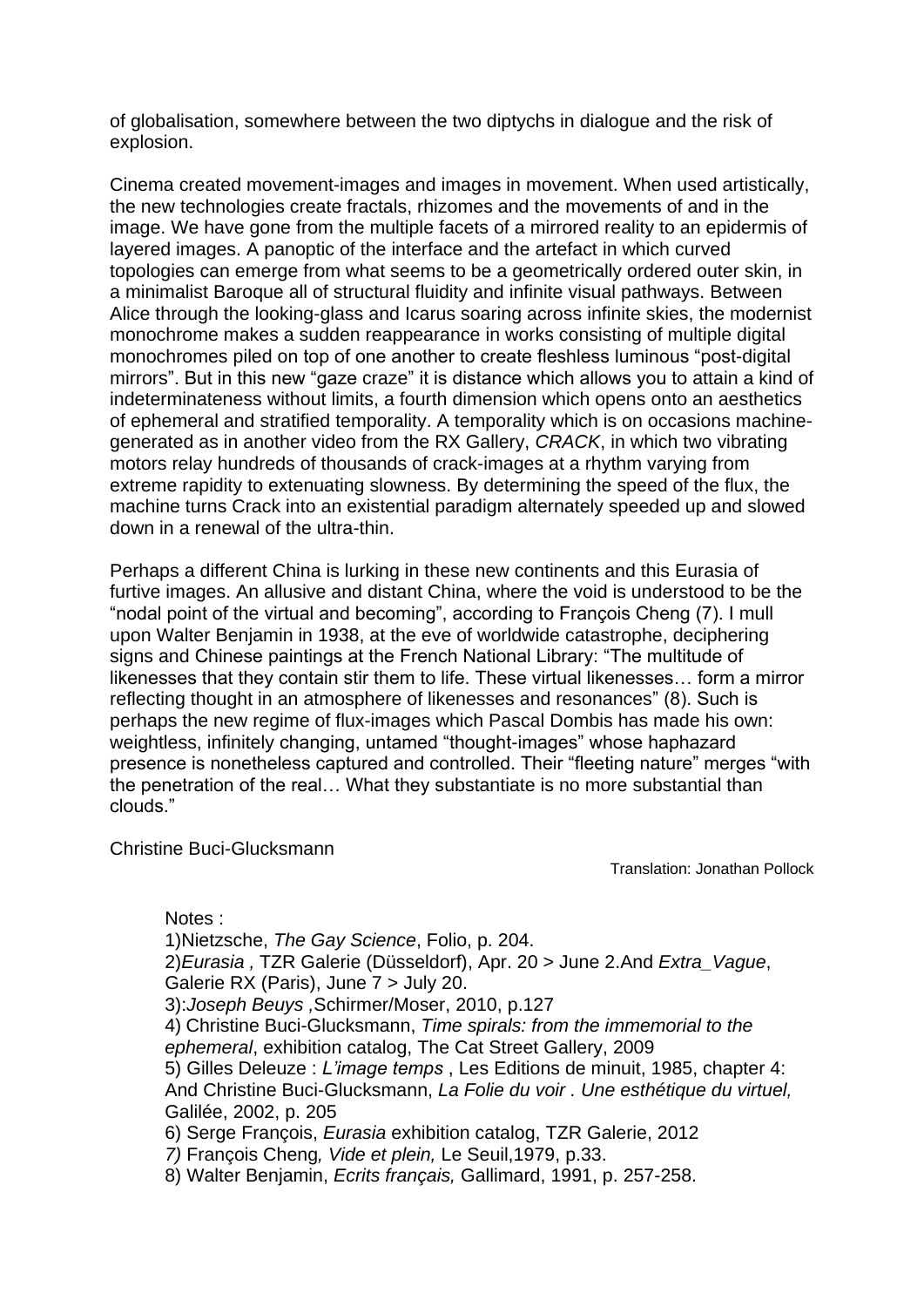of globalisation, somewhere between the two diptychs in dialogue and the risk of explosion.

Cinema created movement-images and images in movement. When used artistically, the new technologies create fractals, rhizomes and the movements of and in the image. We have gone from the multiple facets of a mirrored reality to an epidermis of layered images. A panoptic of the interface and the artefact in which curved topologies can emerge from what seems to be a geometrically ordered outer skin, in a minimalist Baroque all of structural fluidity and infinite visual pathways. Between Alice through the looking-glass and Icarus soaring across infinite skies, the modernist monochrome makes a sudden reappearance in works consisting of multiple digital monochromes piled on top of one another to create fleshless luminous "post-digital mirrors". But in this new "gaze craze" it is distance which allows you to attain a kind of indeterminateness without limits, a fourth dimension which opens onto an aesthetics of ephemeral and stratified temporality. A temporality which is on occasions machine-generated as in another video from the RX Gallery, *CRACK*, in which two vibrating motors relay hundreds of thousands of crack-images at a rhythm varying from extreme rapidity to extenuating slowness. By determining the speed of the flux, the machine turns Crack into an existential paradigm alternately speeded up and slowed down in a renewal of the ultra-thin.

Perhaps a different China is lurking in these new continents and this Eurasia of furtive images. An allusive and distant China, where the void is understood to be the "nodal point of the virtual and becoming", according to François Cheng (7). I mull upon Walter Benjamin in 1938, at the eve of worldwide catastrophe, deciphering signs and Chinese paintings at the French National Library: "The multitude of likenesses that they contain stir them to life. These virtual likenesses… form a mirror reflecting thought in an atmosphere of likenesses and resonances" (8). Such is perhaps the new regime of flux-images which Pascal Dombis has made his own: weightless, infinitely changing, untamed "thought-images" whose haphazard presence is nonetheless captured and controlled. Their "fleeting nature" merges "with the penetration of the real… What they substantiate is no more substantial than clouds."

Christine Buci-Glucksmann

Translation: Jonathan Pollock

Notes :

1)Nietzsche, *The Gay Science*, Folio, p. 204.
2)*Eurasia* , TZR Galerie (Düsseldorf), Apr. 20 > June 2.And *Extra_Vague*, Galerie RX (Paris), June 7 > July 20.
3):*Joseph Beuys* ,Schirmer/Moser, 2010, p.127
4) Christine Buci-Glucksmann, *Time spirals: from the immemorial to the ephemeral*, exhibition catalog, The Cat Street Gallery, 2009
5) Gilles Deleuze : *L'image temps* , Les Editions de minuit, 1985, chapter 4: And Christine Buci-Glucksmann, *La Folie du voir . Une esthétique du virtuel,* Galilée, 2002, p. 205
6) Serge François, *Eurasia* exhibition catalog, TZR Galerie, 2012
*7)* François Cheng*, Vide et plein,* Le Seuil,1979, p.33.
8) Walter Benjamin, *Ecrits français,* Gallimard, 1991, p. 257-258.